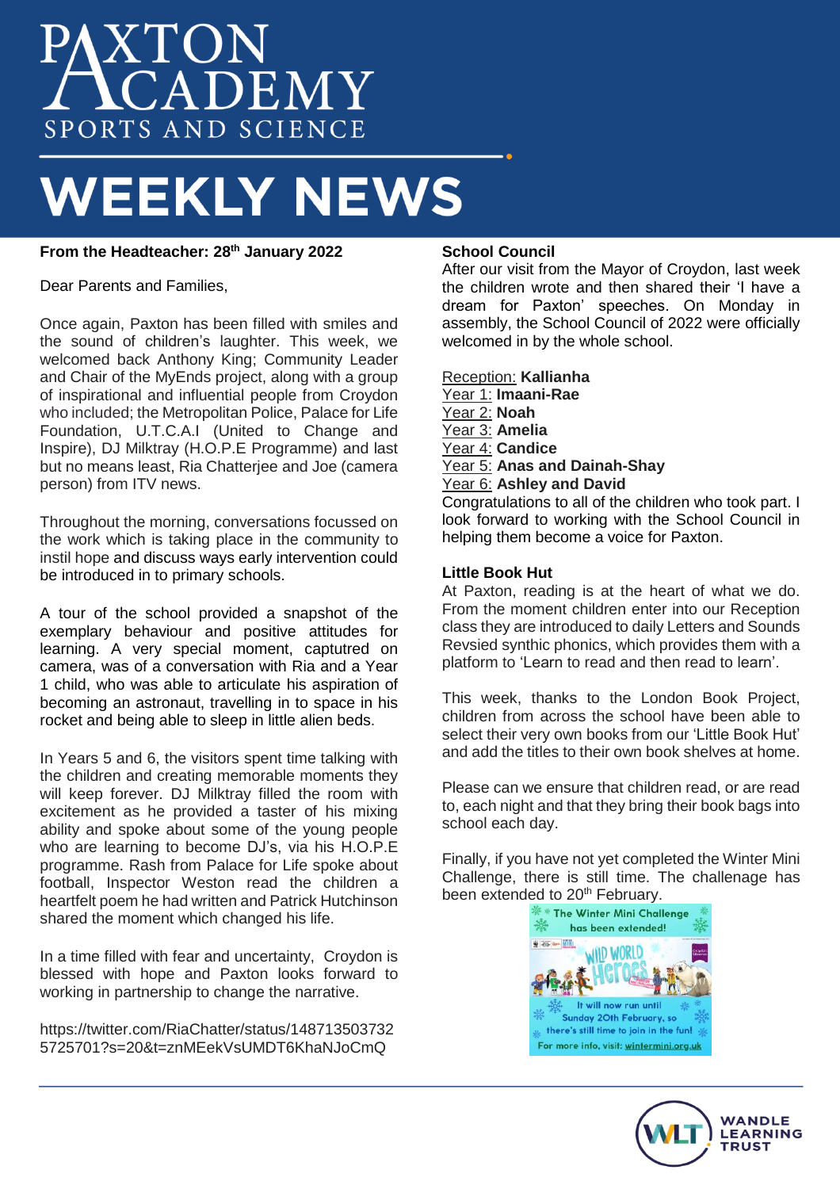# PAXTON ACADEMY

SPORTS AND SCIENCE

# WEEKLY NEWS

**From the Headteacher: 28th January 2022**

Dear Parents and Families,

Once again, Paxton has been filled with smiles and the sound of children's laughter. This week, we welcomed back Anthony King; Community Leader and Chair of the MyEnds project, along with a group of inspirational and influential people from Croydon who included; the Metropolitan Police, Palace for Life Foundation, U.T.C.A.I (United to Change and Inspire), DJ Milktray (H.O.P.E Programme) and last but no means least, Ria Chatterjee and Joe (camera person) from ITV news.

Throughout the morning, conversations focussed on the work which is taking place in the community to instil hope and discuss ways early intervention could be introduced in to primary schools.

A tour of the school provided a snapshot of the exemplary behaviour and positive attitudes for learning. A very special moment, captured on camera, was of a conversation with Ria and a Year 1 child, who was able to articulate his aspiration of becoming an astronaut, travelling in to space in his rocket and being able to sleep in little alien beds.

In Years 5 and 6, the visitors spent time talking with the children and creating memorable moments they will keep forever. DJ Milktray filled the room with excitement as he provided a taster of his mixing ability and spoke about some of the young people who are learning to become DJ's, via his H.O.P.E programme. Rash from Palace for Life spoke about football, Inspector Weston read the children a heartfelt poem he had written and Patrick Hutchinson shared the moment which changed his life.

In a time filled with fear and uncertainty, Croydon is blessed with hope and Paxton looks forward to working in partnership to change the narrative.

https://twitter.com/RiaChatter/status/1487135037325725701?s=20&t=znMEekVsUMDT6KhaNJoCmQ

**School Council**

After our visit from the Mayor of Croydon, last week the children wrote and then shared their 'I have a dream for Paxton' speeches. On Monday in assembly, the School Council of 2022 were officially welcomed in by the whole school.

Reception: **Kallianha**
Year 1: **Imaani-Rae**
Year 2: **Noah**
Year 3: **Amelia**
Year 4: **Candice**
Year 5: **Anas and Dainah-Shay**
Year 6: **Ashley and David**

Congratulations to all of the children who took part. I look forward to working with the School Council in helping them become a voice for Paxton.

**Little Book Hut**

At Paxton, reading is at the heart of what we do. From the moment children enter into our Reception class they are introduced to daily Letters and Sounds Revsied synthic phonics, which provides them with a platform to 'Learn to read and then read to learn'.

This week, thanks to the London Book Project, children from across the school have been able to select their very own books from our 'Little Book Hut' and add the titles to their own book shelves at home.

Please can we ensure that children read, or are read to, each night and that they bring their book bags into school each day.

Finally, if you have not yet completed the Winter Mini Challenge, there is still time. The challenge has been extended to 20th February.

The Winter Mini Challenge has been extended!

WILD WORLD Heroes

It will now run until Sunday 20th February, so there's still time to join in the fun!

For more info, visit: wintermini.org.uk

WANDLE LEARNING TRUST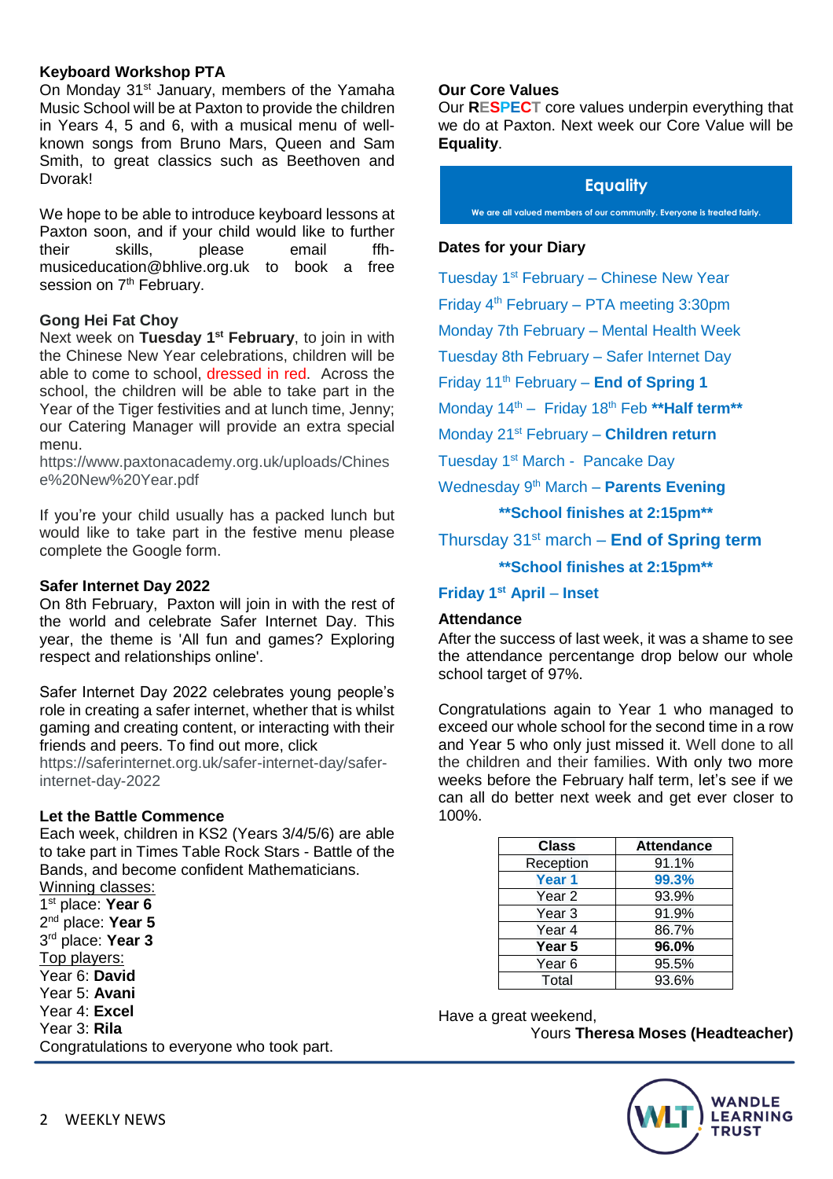### Keyboard Workshop PTA

On Monday 31st January, members of the Yamaha Music School will be at Paxton to provide the children in Years 4, 5 and 6, with a musical menu of well-known songs from Bruno Mars, Queen and Sam Smith, to great classics such as Beethoven and Dvorak!

We hope to be able to introduce keyboard lessons at Paxton soon, and if your child would like to further their skills, please email ffh-musiceducation@bhlive.org.uk to book a free session on 7th February.

### Gong Hei Fat Choy

Next week on **Tuesday 1st February**, to join in with the Chinese New Year celebrations, children will be able to come to school, dressed in red. Across the school, the children will be able to take part in the Year of the Tiger festivities and at lunch time, Jenny; our Catering Manager will provide an extra special menu.
https://www.paxtonacademy.org.uk/uploads/Chinese%20New%20Year.pdf

If you're your child usually has a packed lunch but would like to take part in the festive menu please complete the Google form.

### Safer Internet Day 2022

On 8th February, Paxton will join in with the rest of the world and celebrate Safer Internet Day. This year, the theme is 'All fun and games? Exploring respect and relationships online'.

Safer Internet Day 2022 celebrates young people's role in creating a safer internet, whether that is whilst gaming and creating content, or interacting with their friends and peers. To find out more, click
https://saferinternet.org.uk/safer-internet-day/safer-internet-day-2022

### Let the Battle Commence

Each week, children in KS2 (Years 3/4/5/6) are able to take part in Times Table Rock Stars - Battle of the Bands, and become confident Mathematicians.

Winning classes:
1st place: **Year 6**
2nd place: **Year 5**
3rd place: **Year 3**

Top players:
Year 6: **David**
Year 5: **Avani**
Year 4: **Excel**
Year 3: **Rila**

Congratulations to everyone who took part.

### Our Core Values

Our **RESPECT** core values underpin everything that we do at Paxton. Next week our Core Value will be **Equality**.

**Equality**

We are all valued members of our community. Everyone is treated fairly.

### Dates for your Diary

Tuesday 1st February – Chinese New Year
Friday 4th February – PTA meeting 3:30pm
Monday 7th February – Mental Health Week
Tuesday 8th February – Safer Internet Day
Friday 11th February – **End of Spring 1**
Monday 14th – Friday 18th Feb **\*\*Half term\*\***
Monday 21st February – **Children return**
Tuesday 1st March - Pancake Day
Wednesday 9th March – **Parents Evening**
**\*\*School finishes at 2:15pm\*\***
Thursday 31st march – **End of Spring term**
**\*\*School finishes at 2:15pm\*\***
**Friday 1st April – Inset**

### Attendance

After the success of last week, it was a shame to see the attendance percentange drop below our whole school target of 97%.

Congratulations again to Year 1 who managed to exceed our whole school for the second time in a row and Year 5 who only just missed it. Well done to all the children and their families. With only two more weeks before the February half term, let's see if we can all do better next week and get ever closer to 100%.

| Class | Attendance |
|---|---|
| Reception | 91.1% |
| **Year 1** | **99.3%** |
| Year 2 | 93.9% |
| Year 3 | 91.9% |
| Year 4 | 86.7% |
| **Year 5** | **96.0%** |
| Year 6 | 95.5% |
| Total | 93.6% |

Have a great weekend,
Yours **Theresa Moses (Headteacher)**

WANDLE LEARNING TRUST